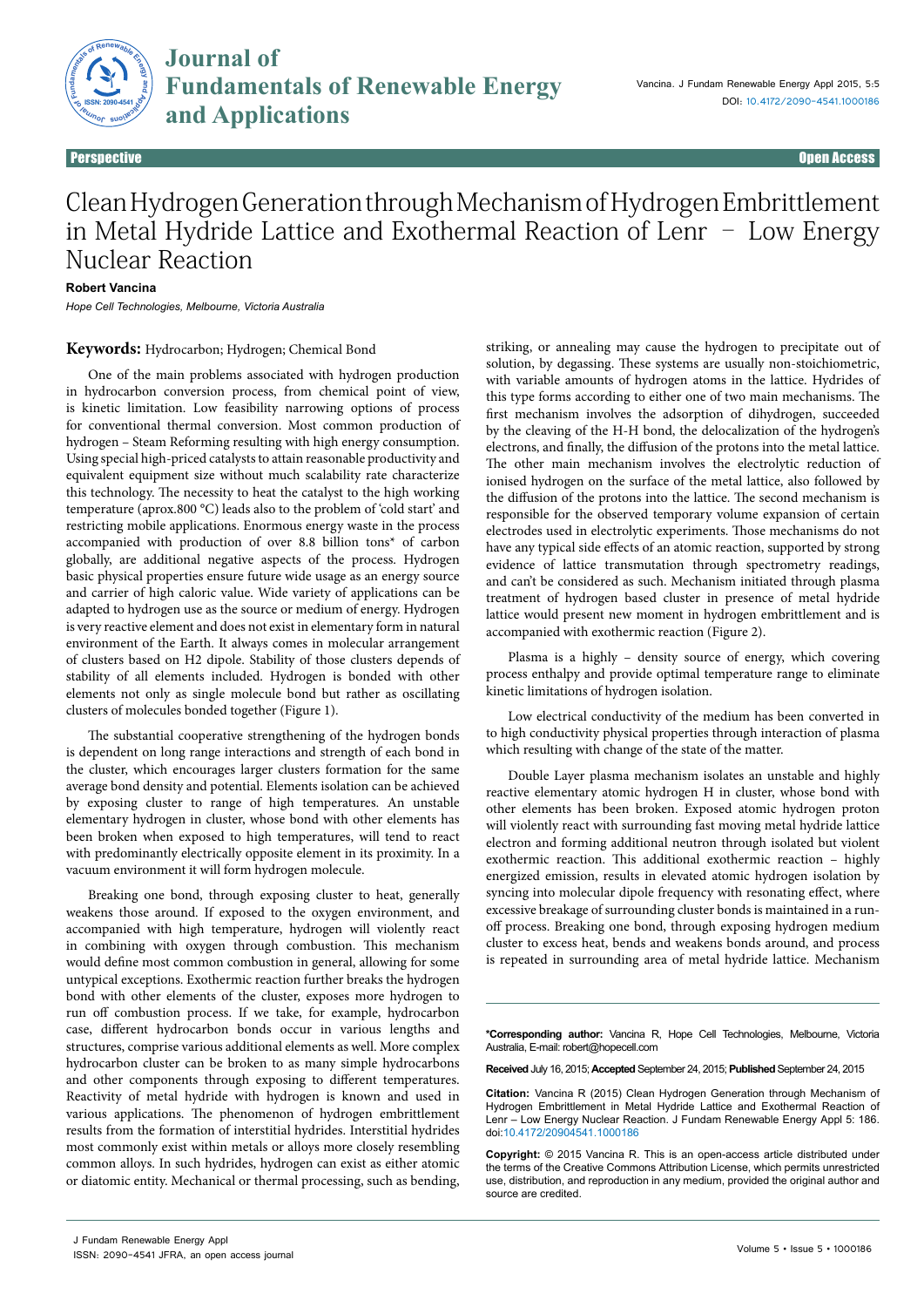Perspective | Open Access

# Clean Hydrogen Generation through Mechanism of Hydrogen Embrittlement in Metal Hydride Lattice and Exothermal Reaction of Lenr – Low Energy Nuclear Reaction

**Robert Vancina**

*Hope Cell Technologies, Melbourne, Victoria Australia*

**Keywords:** Hydrocarbon; Hydrogen; Chemical Bond

One of the main problems associated with hydrogen production in hydrocarbon conversion process, from chemical point of view, is kinetic limitation. Low feasibility narrowing options of process for conventional thermal conversion. Most common production of hydrogen – Steam Reforming resulting with high energy consumption. Using special high-priced catalysts to attain reasonable productivity and equivalent equipment size without much scalability rate characterize this technology. The necessity to heat the catalyst to the high working temperature (aprox.800 °C) leads also to the problem of 'cold start' and restricting mobile applications. Enormous energy waste in the process accompanied with production of over 8.8 billion tons* of carbon globally, are additional negative aspects of the process. Hydrogen basic physical properties ensure future wide usage as an energy source and carrier of high caloric value. Wide variety of applications can be adapted to hydrogen use as the source or medium of energy. Hydrogen is very reactive element and does not exist in elementary form in natural environment of the Earth. It always comes in molecular arrangement of clusters based on H2 dipole. Stability of those clusters depends of stability of all elements included. Hydrogen is bonded with other elements not only as single molecule bond but rather as oscillating clusters of molecules bonded together (Figure 1).

The substantial cooperative strengthening of the hydrogen bonds is dependent on long range interactions and strength of each bond in the cluster, which encourages larger clusters formation for the same average bond density and potential. Elements isolation can be achieved by exposing cluster to range of high temperatures. An unstable elementary hydrogen in cluster, whose bond with other elements has been broken when exposed to high temperatures, will tend to react with predominantly electrically opposite element in its proximity. In a vacuum environment it will form hydrogen molecule.

Breaking one bond, through exposing cluster to heat, generally weakens those around. If exposed to the oxygen environment, and accompanied with high temperature, hydrogen will violently react in combining with oxygen through combustion. This mechanism would define most common combustion in general, allowing for some untypical exceptions. Exothermic reaction further breaks the hydrogen bond with other elements of the cluster, exposes more hydrogen to run off combustion process. If we take, for example, hydrocarbon case, different hydrocarbon bonds occur in various lengths and structures, comprise various additional elements as well. More complex hydrocarbon cluster can be broken to as many simple hydrocarbons and other components through exposing to different temperatures. Reactivity of metal hydride with hydrogen is known and used in various applications. The phenomenon of hydrogen embrittlement results from the formation of interstitial hydrides. Interstitial hydrides most commonly exist within metals or alloys more closely resembling common alloys. In such hydrides, hydrogen can exist as either atomic or diatomic entity. Mechanical or thermal processing, such as bending, striking, or annealing may cause the hydrogen to precipitate out of solution, by degassing. These systems are usually non-stoichiometric, with variable amounts of hydrogen atoms in the lattice. Hydrides of this type forms according to either one of two main mechanisms. The first mechanism involves the adsorption of dihydrogen, succeeded by the cleaving of the H-H bond, the delocalization of the hydrogen's electrons, and finally, the diffusion of the protons into the metal lattice. The other main mechanism involves the electrolytic reduction of ionised hydrogen on the surface of the metal lattice, also followed by the diffusion of the protons into the lattice. The second mechanism is responsible for the observed temporary volume expansion of certain electrodes used in electrolytic experiments. Those mechanisms do not have any typical side effects of an atomic reaction, supported by strong evidence of lattice transmutation through spectrometry readings, and can't be considered as such. Mechanism initiated through plasma treatment of hydrogen based cluster in presence of metal hydride lattice would present new moment in hydrogen embrittlement and is accompanied with exothermic reaction (Figure 2).

Plasma is a highly – density source of energy, which covering process enthalpy and provide optimal temperature range to eliminate kinetic limitations of hydrogen isolation.

Low electrical conductivity of the medium has been converted in to high conductivity physical properties through interaction of plasma which resulting with change of the state of the matter.

Double Layer plasma mechanism isolates an unstable and highly reactive elementary atomic hydrogen H in cluster, whose bond with other elements has been broken. Exposed atomic hydrogen proton will violently react with surrounding fast moving metal hydride lattice electron and forming additional neutron through isolated but violent exothermic reaction. This additional exothermic reaction – highly energized emission, results in elevated atomic hydrogen isolation by syncing into molecular dipole frequency with resonating effect, where excessive breakage of surrounding cluster bonds is maintained in a run-off process. Breaking one bond, through exposing hydrogen medium cluster to excess heat, bends and weakens bonds around, and process is repeated in surrounding area of metal hydride lattice. Mechanism

---

***Corresponding author:** Vancina R, Hope Cell Technologies, Melbourne, Victoria Australia, E-mail: robert@hopecell.com

**Received** July 16, 2015; **Accepted** September 24, 2015; **Published** September 24, 2015

**Citation:** Vancina R (2015) Clean Hydrogen Generation through Mechanism of Hydrogen Embrittlement in Metal Hydride Lattice and Exothermal Reaction of Lenr – Low Energy Nuclear Reaction. J Fundam Renewable Energy Appl 5: 186. doi:10.4172/20904541.1000186

**Copyright:** © 2015 Vancina R. This is an open-access article distributed under the terms of the Creative Commons Attribution License, which permits unrestricted use, distribution, and reproduction in any medium, provided the original author and source are credited.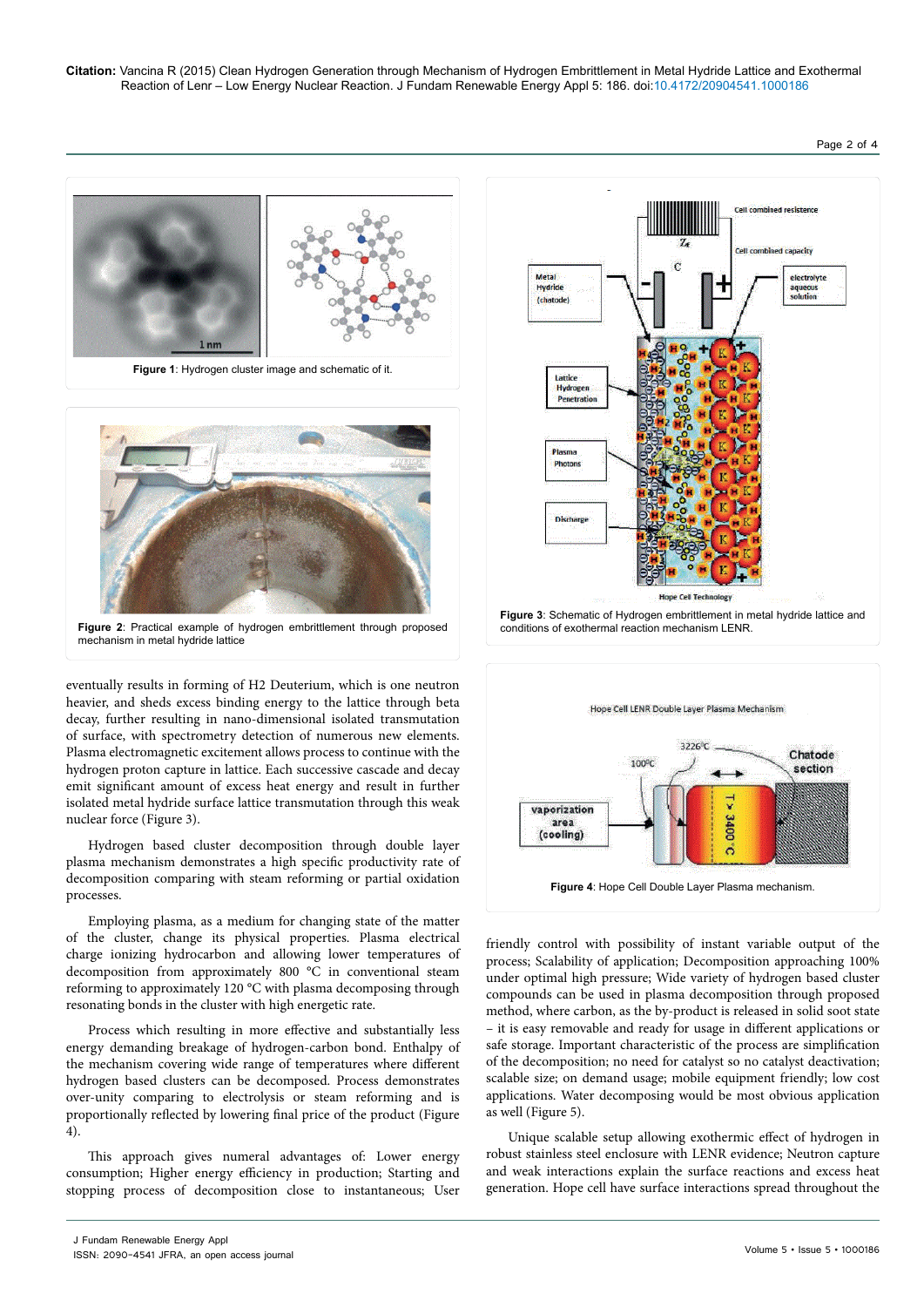Figure 1: Hydrogen cluster image and schematic of it.

Figure 2: Practical example of hydrogen embrittlement through proposed mechanism in metal hydride lattice

Figure 3: Schematic of Hydrogen embrittlement in metal hydride lattice and conditions of exothermal reaction mechanism LENR.

Figure 4: Hope Cell Double Layer Plasma mechanism.

eventually results in forming of H2 Deuterium, which is one neutron heavier, and sheds excess binding energy to the lattice through beta decay, further resulting in nano-dimensional isolated transmutation of surface, with spectrometry detection of numerous new elements. Plasma electromagnetic excitement allows process to continue with the hydrogen proton capture in lattice. Each successive cascade and decay emit significant amount of excess heat energy and result in further isolated metal hydride surface lattice transmutation through this weak nuclear force (Figure 3).

Hydrogen based cluster decomposition through double layer plasma mechanism demonstrates a high specific productivity rate of decomposition comparing with steam reforming or partial oxidation processes.

Employing plasma, as a medium for changing state of the matter of the cluster, change its physical properties. Plasma electrical charge ionizing hydrocarbon and allowing lower temperatures of decomposition from approximately 800 °C in conventional steam reforming to approximately 120 °C with plasma decomposing through resonating bonds in the cluster with high energetic rate.

Process which resulting in more effective and substantially less energy demanding breakage of hydrogen-carbon bond. Enthalpy of the mechanism covering wide range of temperatures where different hydrogen based clusters can be decomposed. Process demonstrates over-unity comparing to electrolysis or steam reforming and is proportionally reflected by lowering final price of the product (Figure 4).

This approach gives numeral advantages of: Lower energy consumption; Higher energy efficiency in production; Starting and stopping process of decomposition close to instantaneous; User friendly control with possibility of instant variable output of the process; Scalability of application; Decomposition approaching 100% under optimal high pressure; Wide variety of hydrogen based carbon compounds can be used in plasma decomposition through proposed method, where carbon, as the by-product is released in solid soot state – it is easy removable and ready for usage in different applications or safe storage. Important characteristic of the process are simplification of the decomposition; no need for catalyst so no catalyst deactivation; scalable size; on demand usage; mobile equipment friendly; low cost applications. Water decomposing would be most obvious application as well (Figure 5).

Unique scalable setup allowing exothermic effect of hydrogen in robust stainless steel enclosure with LENR evidence; Neutron capture and weak interactions explain the surface reactions and excess heat generation. Hope cell have surface interactions spread throughout the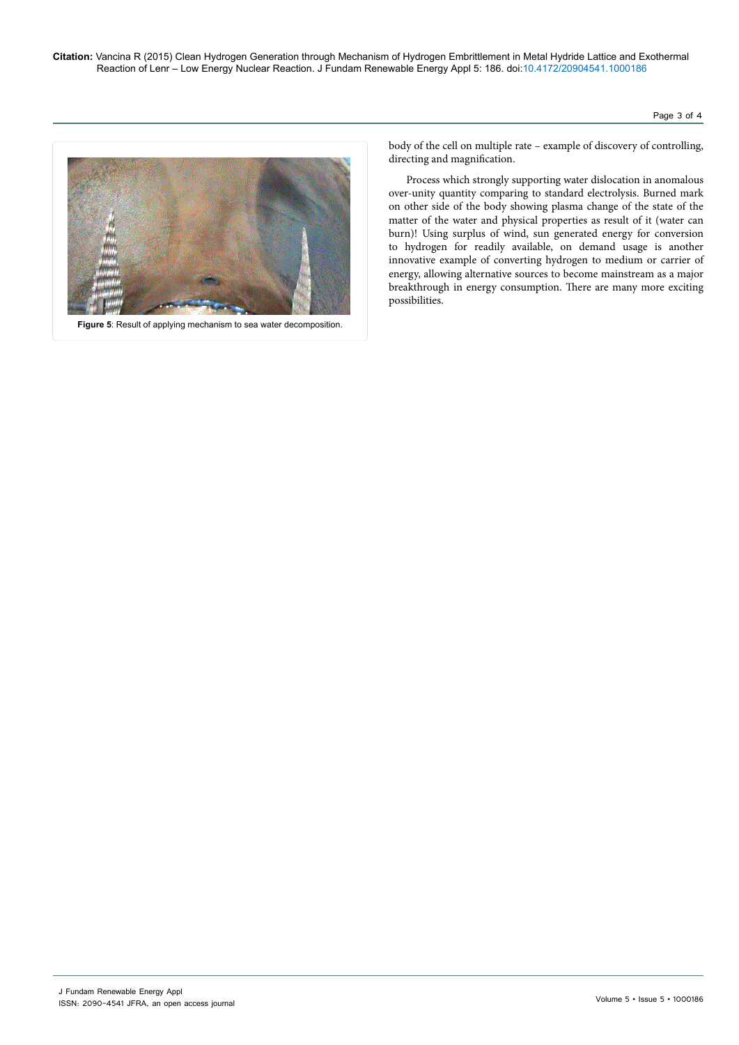Figure 5: Result of applying mechanism to sea water decomposition.

body of the cell on multiple rate – example of discovery of controlling, directing and magnification.

Process which strongly supporting water dislocation in anomalous over-unity quantity comparing to standard electrolysis. Burned mark on other side of the body showing plasma change of the state of the matter of the water and physical properties as result of it (water can burn)! Using surplus of wind, sun generated energy for conversion to hydrogen for readily available, on demand usage is another innovative example of converting hydrogen to medium or carrier of energy, allowing alternative sources to become mainstream as a major breakthrough in energy consumption. There are many more exciting possibilities.